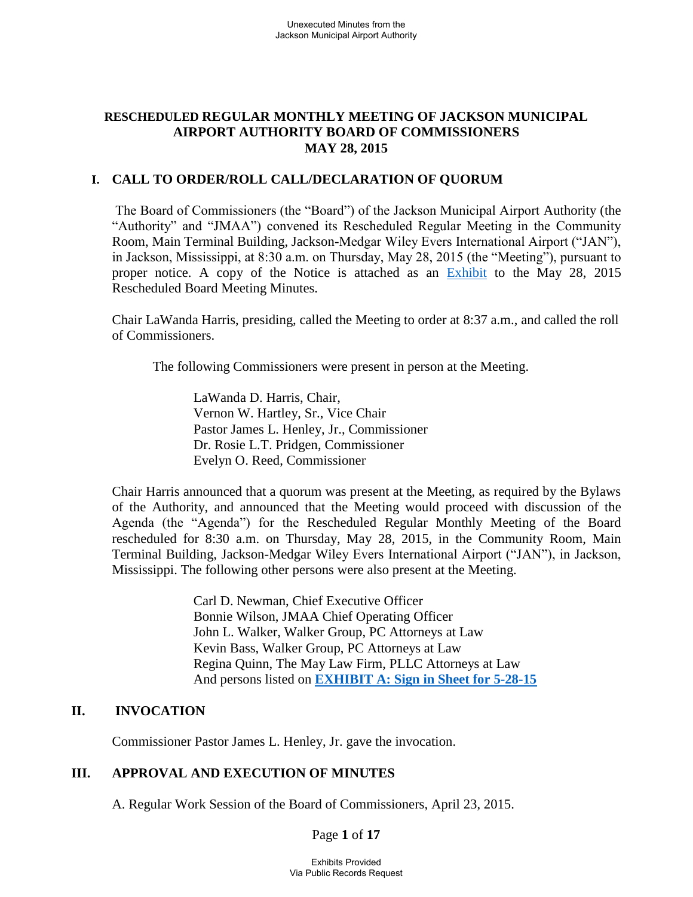# RESCHEDULED REGULAR MONTHLY MEETING OF JACKSON MUNICIPAL AIRPORT AUTHORITY BOARD OF COMMISSIONERS MAY 28, 2015

## I. CALL TO ORDER/ROLL CALL/DECLARATION OF QUORUM

The Board of Commissioners (the "Board") of the Jackson Municipal Airport Authority (the "Authority" and "JMAA") convened its Rescheduled Regular Meeting in the Community Room, Main Terminal Building, Jackson-Medgar Wiley Evers International Airport ("JAN"), in Jackson, Mississippi, at 8:30 a.m. on Thursday, May 28, 2015 (the "Meeting"), pursuant to proper notice. A copy of the Notice is attached as an Exhibit to the May 28, 2015 Rescheduled Board Meeting Minutes.

Chair LaWanda Harris, presiding, called the Meeting to order at 8:37 a.m., and called the roll of Commissioners.

The following Commissioners were present in person at the Meeting.

LaWanda D. Harris, Chair,
Vernon W. Hartley, Sr., Vice Chair
Pastor James L. Henley, Jr., Commissioner
Dr. Rosie L.T. Pridgen, Commissioner
Evelyn O. Reed, Commissioner

Chair Harris announced that a quorum was present at the Meeting, as required by the Bylaws of the Authority, and announced that the Meeting would proceed with discussion of the Agenda (the "Agenda") for the Rescheduled Regular Monthly Meeting of the Board rescheduled for 8:30 a.m. on Thursday, May 28, 2015, in the Community Room, Main Terminal Building, Jackson-Medgar Wiley Evers International Airport ("JAN"), in Jackson, Mississippi. The following other persons were also present at the Meeting.

Carl D. Newman, Chief Executive Officer
Bonnie Wilson, JMAA Chief Operating Officer
John L. Walker, Walker Group, PC Attorneys at Law
Kevin Bass, Walker Group, PC Attorneys at Law
Regina Quinn, The May Law Firm, PLLC Attorneys at Law
And persons listed on **EXHIBIT A: Sign in Sheet for 5-28-15**

## II. INVOCATION

Commissioner Pastor James L. Henley, Jr. gave the invocation.

## III. APPROVAL AND EXECUTION OF MINUTES

A. Regular Work Session of the Board of Commissioners, April 23, 2015.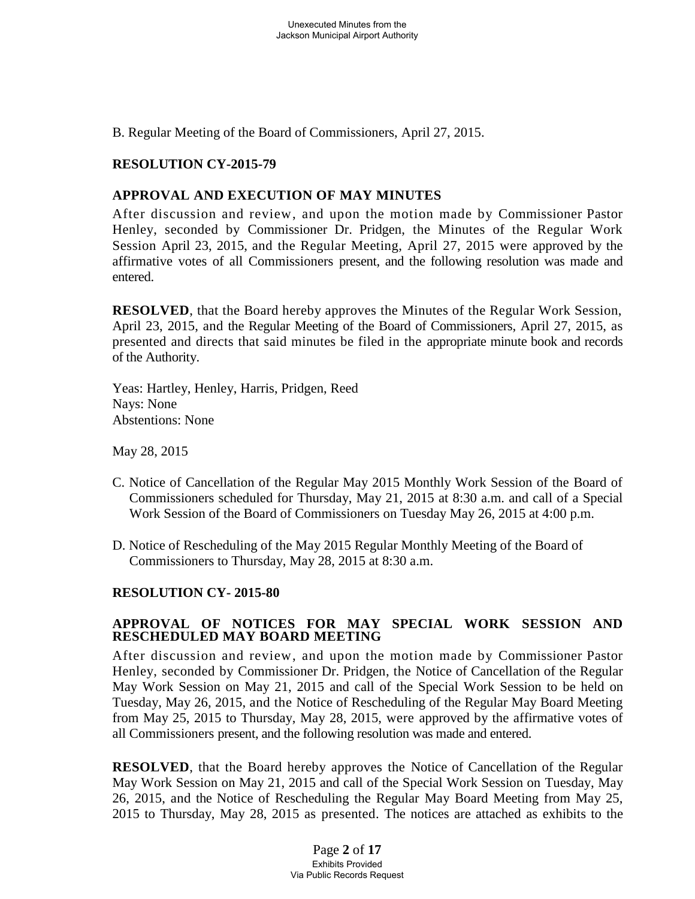B. Regular Meeting of the Board of Commissioners, April 27, 2015.

**RESOLUTION CY-2015-79**

**APPROVAL AND EXECUTION OF MAY MINUTES**

After discussion and review, and upon the motion made by Commissioner Pastor Henley, seconded by Commissioner Dr. Pridgen, the Minutes of the Regular Work Session April 23, 2015, and the Regular Meeting, April 27, 2015 were approved by the affirmative votes of all Commissioners present, and the following resolution was made and entered.

**RESOLVED**, that the Board hereby approves the Minutes of the Regular Work Session, April 23, 2015, and the Regular Meeting of the Board of Commissioners, April 27, 2015, as presented and directs that said minutes be filed in the appropriate minute book and records of the Authority.

Yeas: Hartley, Henley, Harris, Pridgen, Reed
Nays: None
Abstentions: None

May 28, 2015

C. Notice of Cancellation of the Regular May 2015 Monthly Work Session of the Board of Commissioners scheduled for Thursday, May 21, 2015 at 8:30 a.m. and call of a Special Work Session of the Board of Commissioners on Tuesday May 26, 2015 at 4:00 p.m.

D. Notice of Rescheduling of the May 2015 Regular Monthly Meeting of the Board of Commissioners to Thursday, May 28, 2015 at 8:30 a.m.

**RESOLUTION CY- 2015-80**

**APPROVAL OF NOTICES FOR MAY SPECIAL WORK SESSION AND RESCHEDULED MAY BOARD MEETING**

After discussion and review, and upon the motion made by Commissioner Pastor Henley, seconded by Commissioner Dr. Pridgen, the Notice of Cancellation of the Regular May Work Session on May 21, 2015 and call of the Special Work Session to be held on Tuesday, May 26, 2015, and the Notice of Rescheduling of the Regular May Board Meeting from May 25, 2015 to Thursday, May 28, 2015, were approved by the affirmative votes of all Commissioners present, and the following resolution was made and entered.

**RESOLVED**, that the Board hereby approves the Notice of Cancellation of the Regular May Work Session on May 21, 2015 and call of the Special Work Session on Tuesday, May 26, 2015, and the Notice of Rescheduling the Regular May Board Meeting from May 25, 2015 to Thursday, May 28, 2015 as presented. The notices are attached as exhibits to the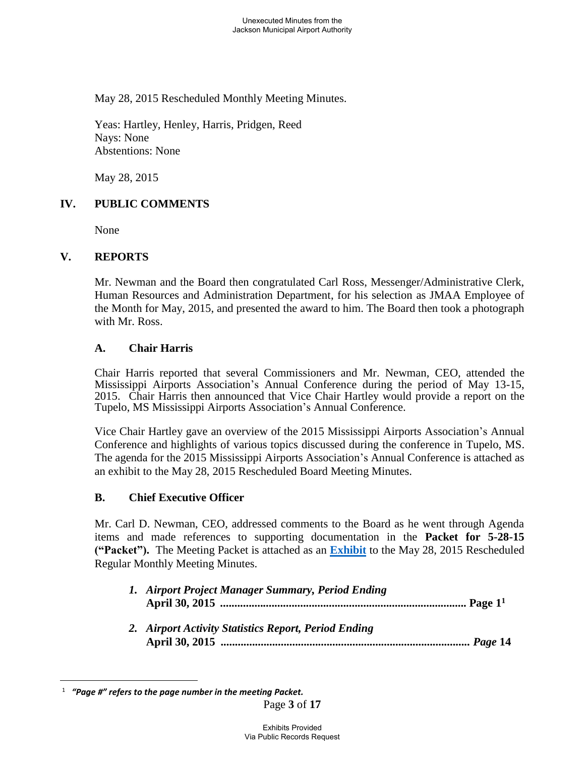May 28, 2015 Rescheduled Monthly Meeting Minutes.

Yeas: Hartley, Henley, Harris, Pridgen, Reed
Nays: None
Abstentions: None

May 28, 2015

## IV. PUBLIC COMMENTS

None

## V. REPORTS

Mr. Newman and the Board then congratulated Carl Ross, Messenger/Administrative Clerk, Human Resources and Administration Department, for his selection as JMAA Employee of the Month for May, 2015, and presented the award to him. The Board then took a photograph with Mr. Ross.

### A. Chair Harris

Chair Harris reported that several Commissioners and Mr. Newman, CEO, attended the Mississippi Airports Association's Annual Conference during the period of May 13-15, 2015. Chair Harris then announced that Vice Chair Hartley would provide a report on the Tupelo, MS Mississippi Airports Association's Annual Conference.

Vice Chair Hartley gave an overview of the 2015 Mississippi Airports Association's Annual Conference and highlights of various topics discussed during the conference in Tupelo, MS. The agenda for the 2015 Mississippi Airports Association's Annual Conference is attached as an exhibit to the May 28, 2015 Rescheduled Board Meeting Minutes.

### B. Chief Executive Officer

Mr. Carl D. Newman, CEO, addressed comments to the Board as he went through Agenda items and made references to supporting documentation in the **Packet for 5-28-15 ("Packet").** The Meeting Packet is attached as an **Exhibit** to the May 28, 2015 Rescheduled Regular Monthly Meeting Minutes.

1. ***Airport Project Manager Summary, Period Ending* April 30, 2015 .................................................................................... Page 1**[1]

2. ***Airport Activity Statistics Report, Period Ending* April 30, 2015 .................................................................................... *Page* 14**

[1] ***"Page #" refers to the page number in the meeting Packet.***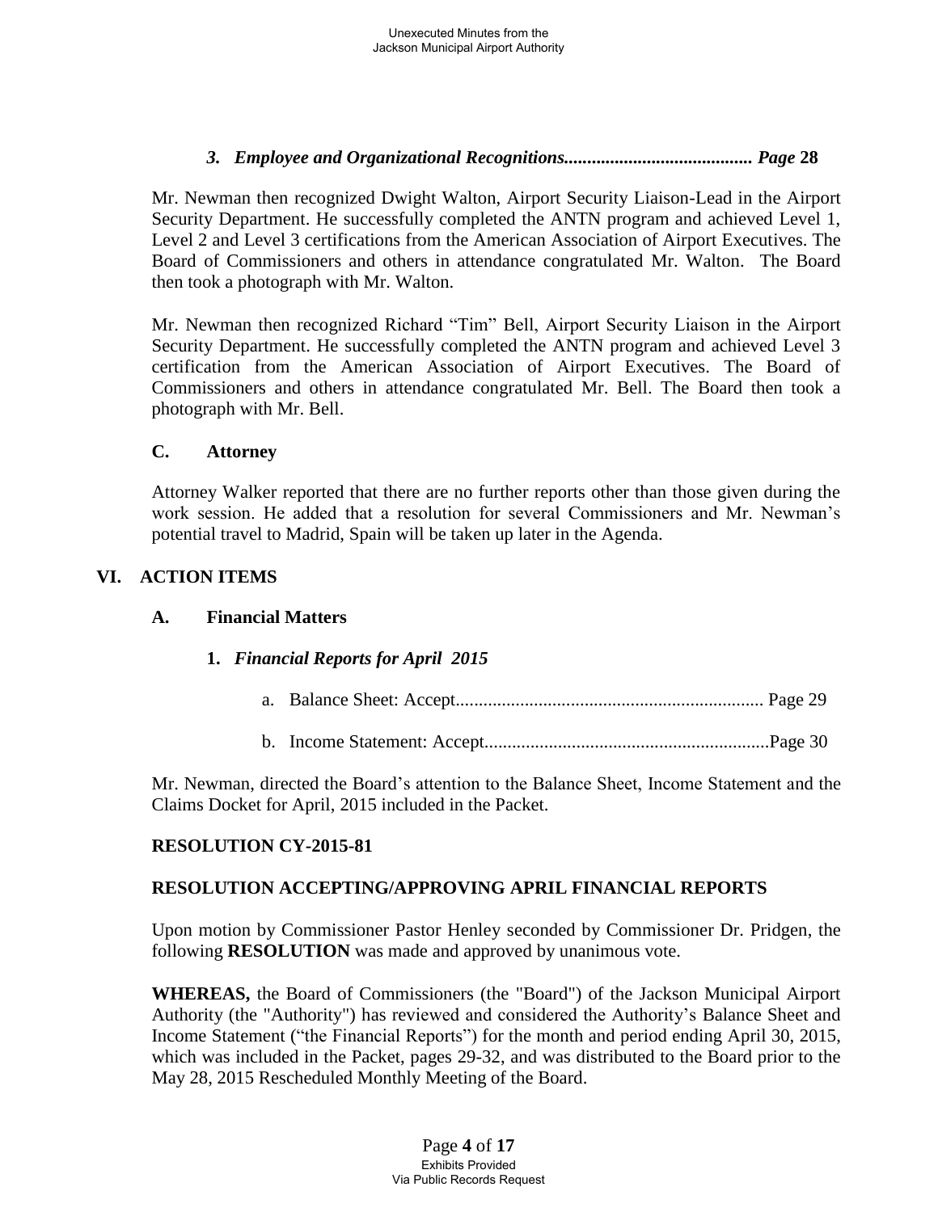### *3. Employee and Organizational Recognitions........................................ Page* **28**

Mr. Newman then recognized Dwight Walton, Airport Security Liaison-Lead in the Airport Security Department. He successfully completed the ANTN program and achieved Level 1, Level 2 and Level 3 certifications from the American Association of Airport Executives. The Board of Commissioners and others in attendance congratulated Mr. Walton. The Board then took a photograph with Mr. Walton.

Mr. Newman then recognized Richard "Tim" Bell, Airport Security Liaison in the Airport Security Department. He successfully completed the ANTN program and achieved Level 3 certification from the American Association of Airport Executives. The Board of Commissioners and others in attendance congratulated Mr. Bell. The Board then took a photograph with Mr. Bell.

### C. Attorney

Attorney Walker reported that there are no further reports other than those given during the work session. He added that a resolution for several Commissioners and Mr. Newman's potential travel to Madrid, Spain will be taken up later in the Agenda.

## VI. ACTION ITEMS

### A. Financial Matters

#### 1. *Financial Reports for April 2015*

a. Balance Sheet: Accept.................................................................. Page 29

b. Income Statement: Accept.............................................................Page 30

Mr. Newman, directed the Board's attention to the Balance Sheet, Income Statement and the Claims Docket for April, 2015 included in the Packet.

**RESOLUTION CY-2015-81**

**RESOLUTION ACCEPTING/APPROVING APRIL FINANCIAL REPORTS**

Upon motion by Commissioner Pastor Henley seconded by Commissioner Dr. Pridgen, the following **RESOLUTION** was made and approved by unanimous vote.

**WHEREAS,** the Board of Commissioners (the "Board") of the Jackson Municipal Airport Authority (the "Authority") has reviewed and considered the Authority's Balance Sheet and Income Statement ("the Financial Reports") for the month and period ending April 30, 2015, which was included in the Packet, pages 29-32, and was distributed to the Board prior to the May 28, 2015 Rescheduled Monthly Meeting of the Board.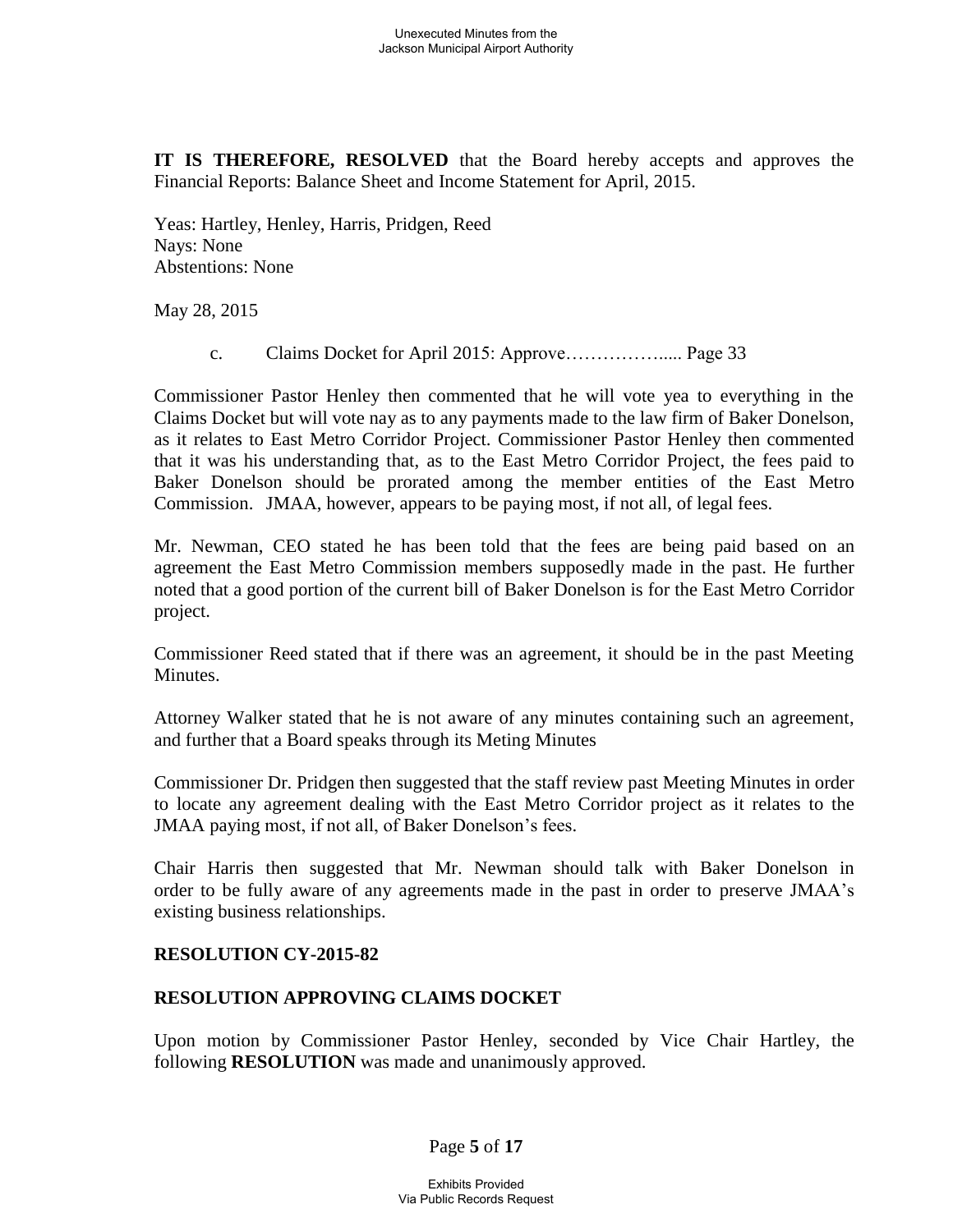**IT IS THEREFORE, RESOLVED** that the Board hereby accepts and approves the Financial Reports: Balance Sheet and Income Statement for April, 2015.

Yeas: Hartley, Henley, Harris, Pridgen, Reed
Nays: None
Abstentions: None

May 28, 2015

c. Claims Docket for April 2015: Approve……………..... Page 33

Commissioner Pastor Henley then commented that he will vote yea to everything in the Claims Docket but will vote nay as to any payments made to the law firm of Baker Donelson, as it relates to East Metro Corridor Project. Commissioner Pastor Henley then commented that it was his understanding that, as to the East Metro Corridor Project, the fees paid to Baker Donelson should be prorated among the member entities of the East Metro Commission. JMAA, however, appears to be paying most, if not all, of legal fees.

Mr. Newman, CEO stated he has been told that the fees are being paid based on an agreement the East Metro Commission members supposedly made in the past. He further noted that a good portion of the current bill of Baker Donelson is for the East Metro Corridor project.

Commissioner Reed stated that if there was an agreement, it should be in the past Meeting Minutes.

Attorney Walker stated that he is not aware of any minutes containing such an agreement, and further that a Board speaks through its Meting Minutes

Commissioner Dr. Pridgen then suggested that the staff review past Meeting Minutes in order to locate any agreement dealing with the East Metro Corridor project as it relates to the JMAA paying most, if not all, of Baker Donelson's fees.

Chair Harris then suggested that Mr. Newman should talk with Baker Donelson in order to be fully aware of any agreements made in the past in order to preserve JMAA's existing business relationships.

**RESOLUTION CY-2015-82**

**RESOLUTION APPROVING CLAIMS DOCKET**

Upon motion by Commissioner Pastor Henley, seconded by Vice Chair Hartley, the following **RESOLUTION** was made and unanimously approved.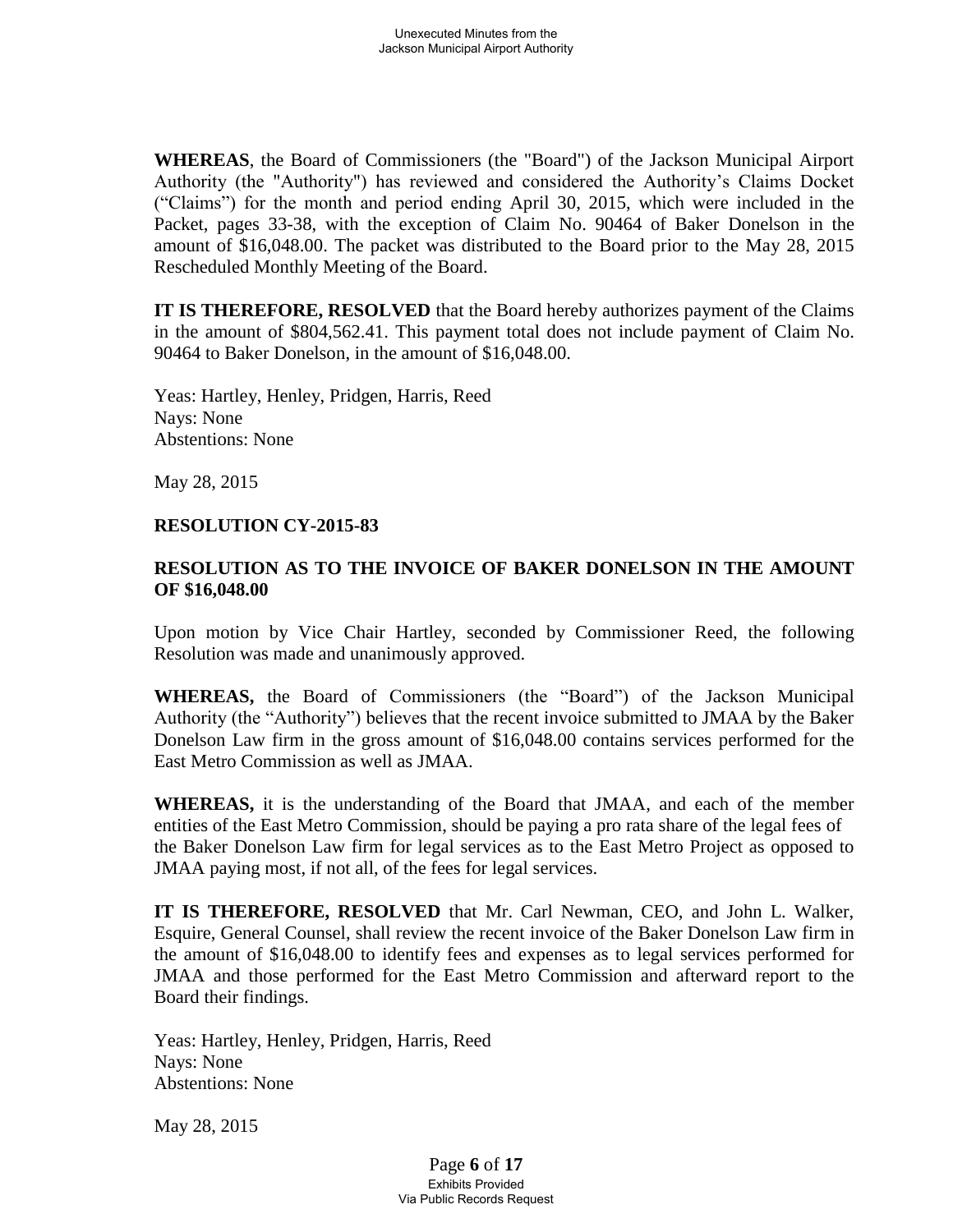**WHEREAS**, the Board of Commissioners (the "Board") of the Jackson Municipal Airport Authority (the "Authority") has reviewed and considered the Authority's Claims Docket ("Claims") for the month and period ending April 30, 2015, which were included in the Packet, pages 33-38, with the exception of Claim No. 90464 of Baker Donelson in the amount of $16,048.00. The packet was distributed to the Board prior to the May 28, 2015 Rescheduled Monthly Meeting of the Board.

**IT IS THEREFORE, RESOLVED** that the Board hereby authorizes payment of the Claims in the amount of $804,562.41. This payment total does not include payment of Claim No. 90464 to Baker Donelson, in the amount of $16,048.00.

Years: Hartley, Henley, Pridgen, Harris, Reed
Nays: None
Abstentions: None

May 28, 2015

**RESOLUTION CY-2015-83**

**RESOLUTION AS TO THE INVOICE OF BAKER DONELSON IN THE AMOUNT OF $16,048.00**

Upon motion by Vice Chair Hartley, seconded by Commissioner Reed, the following Resolution was made and unanimously approved.

**WHEREAS,** the Board of Commissioners (the "Board") of the Jackson Municipal Authority (the "Authority") believes that the recent invoice submitted to JMAA by the Baker Donelson Law firm in the gross amount of $16,048.00 contains services performed for the East Metro Commission as well as JMAA.

**WHEREAS,** it is the understanding of the Board that JMAA, and each of the member entities of the East Metro Commission, should be paying a pro rata share of the legal fees of the Baker Donelson Law firm for legal services as to the East Metro Project as opposed to JMAA paying most, if not all, of the fees for legal services.

**IT IS THEREFORE, RESOLVED** that Mr. Carl Newman, CEO, and John L. Walker, Esquire, General Counsel, shall review the recent invoice of the Baker Donelson Law firm in the amount of $16,048.00 to identify fees and expenses as to legal services performed for JMAA and those performed for the East Metro Commission and afterward report to the Board their findings.

Yeas: Hartley, Henley, Pridgen, Harris, Reed
Nays: None
Abstentions: None

May 28, 2015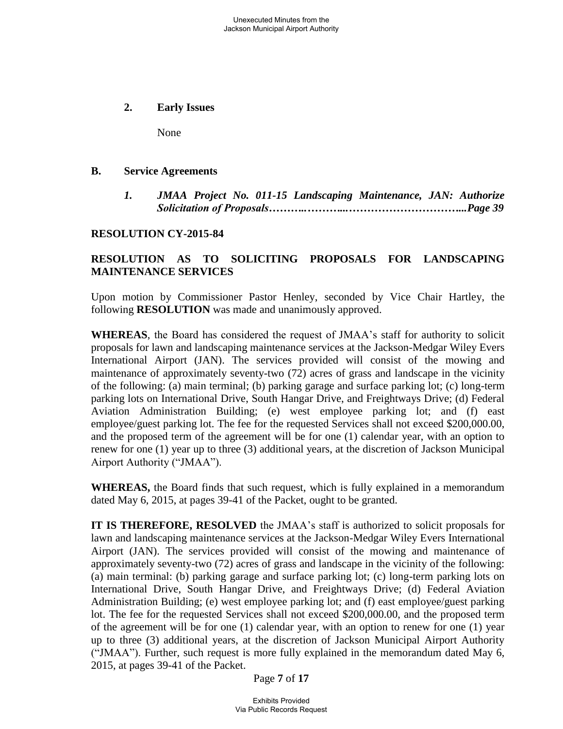**2. Early Issues**

None

**B. Service Agreements**

***1. JMAA Project No. 011-15 Landscaping Maintenance, JAN: Authorize Solicitation of Proposals……….………..…………………………...Page 39***

**RESOLUTION CY-2015-84**

**RESOLUTION AS TO SOLICITING PROPOSALS FOR LANDSCAPING MAINTENANCE SERVICES**

Upon motion by Commissioner Pastor Henley, seconded by Vice Chair Hartley, the following **RESOLUTION** was made and unanimously approved.

**WHEREAS**, the Board has considered the request of JMAA's staff for authority to solicit proposals for lawn and landscaping maintenance services at the Jackson-Medgar Wiley Evers International Airport (JAN). The services provided will consist of the mowing and maintenance of approximately seventy-two (72) acres of grass and landscape in the vicinity of the following: (a) main terminal; (b) parking garage and surface parking lot; (c) long-term parking lots on International Drive, South Hangar Drive, and Freightways Drive; (d) Federal Aviation Administration Building; (e) west employee parking lot; and (f) east employee/guest parking lot. The fee for the requested Services shall not exceed $200,000.00, and the proposed term of the agreement will be for one (1) calendar year, with an option to renew for one (1) year up to three (3) additional years, at the discretion of Jackson Municipal Airport Authority ("JMAA").

**WHEREAS,** the Board finds that such request, which is fully explained in a memorandum dated May 6, 2015, at pages 39-41 of the Packet, ought to be granted.

**IT IS THEREFORE, RESOLVED** the JMAA's staff is authorized to solicit proposals for lawn and landscaping maintenance services at the Jackson-Medgar Wiley Evers International Airport (JAN). The services provided will consist of the mowing and maintenance of approximately seventy-two (72) acres of grass and landscape in the vicinity of the following: (a) main terminal: (b) parking garage and surface parking lot; (c) long-term parking lots on International Drive, South Hangar Drive, and Freightways Drive; (d) Federal Aviation Administration Building; (e) west employee parking lot; and (f) east employee/guest parking lot. The fee for the requested Services shall not exceed $200,000.00, and the proposed term of the agreement will be for one (1) calendar year, with an option to renew for one (1) year up to three (3) additional years, at the discretion of Jackson Municipal Airport Authority ("JMAA"). Further, such request is more fully explained in the memorandum dated May 6, 2015, at pages 39-41 of the Packet.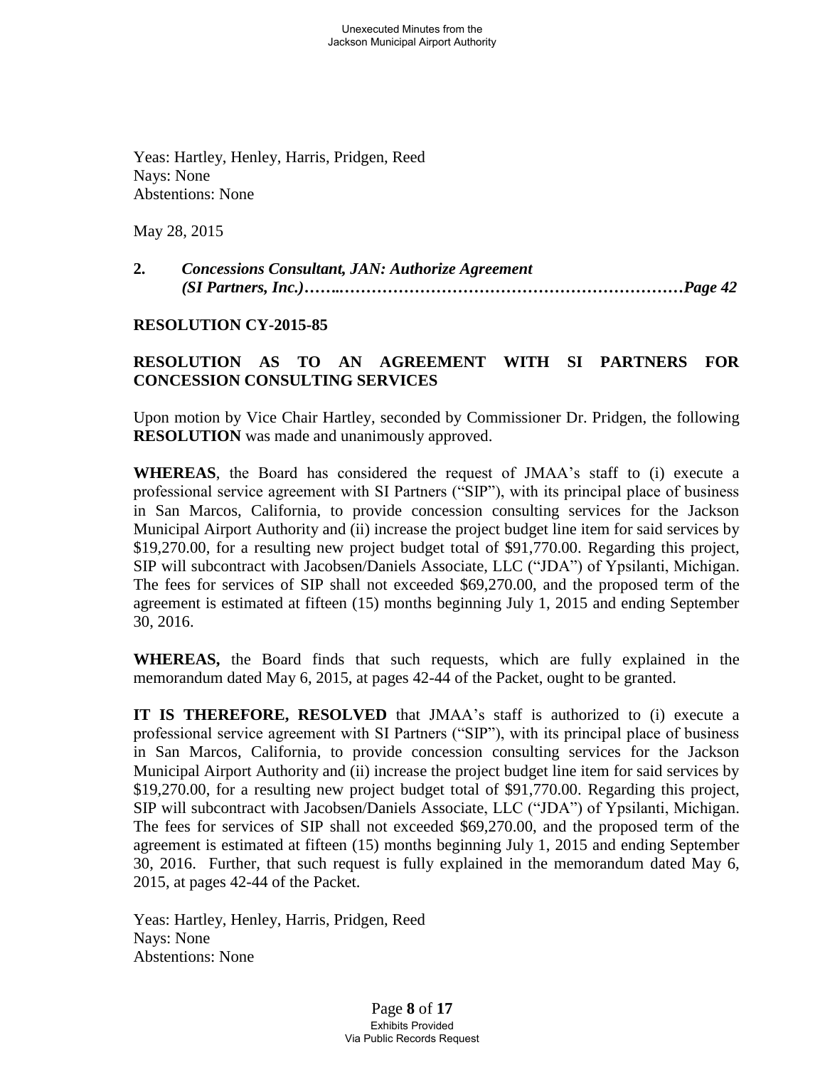Yeas: Hartley, Henley, Harris, Pridgen, Reed
Nays: None
Abstentions: None

May 28, 2015

**2.** ***Concessions Consultant, JAN: Authorize Agreement (SI Partners, Inc.)……..…………………………………………………………Page 42***

**RESOLUTION CY-2015-85**

**RESOLUTION AS TO AN AGREEMENT WITH SI PARTNERS FOR CONCESSION CONSULTING SERVICES**

Upon motion by Vice Chair Hartley, seconded by Commissioner Dr. Pridgen, the following **RESOLUTION** was made and unanimously approved.

**WHEREAS**, the Board has considered the request of JMAA's staff to (i) execute a professional service agreement with SI Partners ("SIP"), with its principal place of business in San Marcos, California, to provide concession consulting services for the Jackson Municipal Airport Authority and (ii) increase the project budget line item for said services by $19,270.00, for a resulting new project budget total of $91,770.00. Regarding this project, SIP will subcontract with Jacobsen/Daniels Associate, LLC ("JDA") of Ypsilanti, Michigan. The fees for services of SIP shall not exceeded $69,270.00, and the proposed term of the agreement is estimated at fifteen (15) months beginning July 1, 2015 and ending September 30, 2016.

**WHEREAS,** the Board finds that such requests, which are fully explained in the memorandum dated May 6, 2015, at pages 42-44 of the Packet, ought to be granted.

**IT IS THEREFORE, RESOLVED** that JMAA's staff is authorized to (i) execute a professional service agreement with SI Partners ("SIP"), with its principal place of business in San Marcos, California, to provide concession consulting services for the Jackson Municipal Airport Authority and (ii) increase the project budget line item for said services by $19,270.00, for a resulting new project budget total of $91,770.00. Regarding this project, SIP will subcontract with Jacobsen/Daniels Associate, LLC ("JDA") of Ypsilanti, Michigan. The fees for services of SIP shall not exceeded $69,270.00, and the proposed term of the agreement is estimated at fifteen (15) months beginning July 1, 2015 and ending September 30, 2016. Further, that such request is fully explained in the memorandum dated May 6, 2015, at pages 42-44 of the Packet.

Yeas: Hartley, Henley, Harris, Pridgen, Reed
Nays: None
Abstentions: None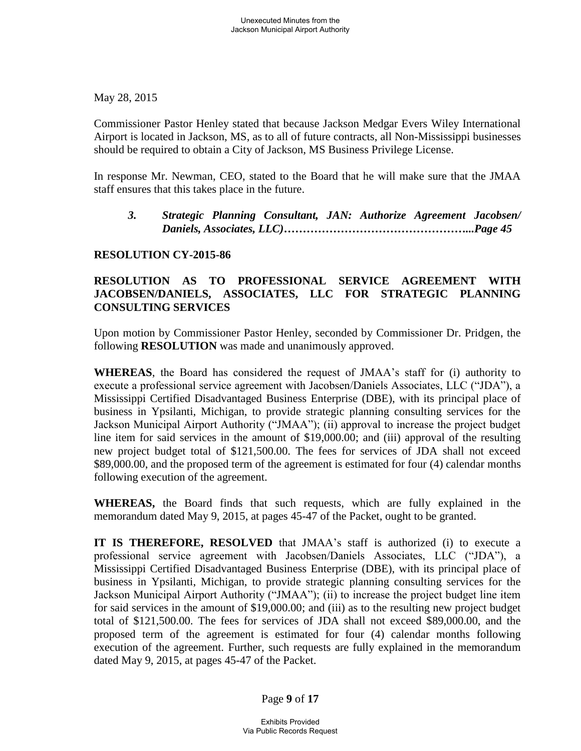May 28, 2015

Commissioner Pastor Henley stated that because Jackson Medgar Evers Wiley International Airport is located in Jackson, MS, as to all of future contracts, all Non-Mississippi businesses should be required to obtain a City of Jackson, MS Business Privilege License.

In response Mr. Newman, CEO, stated to the Board that he will make sure that the JMAA staff ensures that this takes place in the future.

***3. Strategic Planning Consultant, JAN: Authorize Agreement Jacobsen/ Daniels, Associates, LLC)…………………………………………...Page 45***

**RESOLUTION CY-2015-86**

**RESOLUTION AS TO PROFESSIONAL SERVICE AGREEMENT WITH JACOBSEN/DANIELS, ASSOCIATES, LLC FOR STRATEGIC PLANNING CONSULTING SERVICES**

Upon motion by Commissioner Pastor Henley, seconded by Commissioner Dr. Pridgen, the following **RESOLUTION** was made and unanimously approved.

**WHEREAS**, the Board has considered the request of JMAA's staff for (i) authority to execute a professional service agreement with Jacobsen/Daniels Associates, LLC ("JDA"), a Mississippi Certified Disadvantaged Business Enterprise (DBE), with its principal place of business in Ypsilanti, Michigan, to provide strategic planning consulting services for the Jackson Municipal Airport Authority ("JMAA"); (ii) approval to increase the project budget line item for said services in the amount of $19,000.00; and (iii) approval of the resulting new project budget total of $121,500.00. The fees for services of JDA shall not exceed $89,000.00, and the proposed term of the agreement is estimated for four (4) calendar months following execution of the agreement.

**WHEREAS,** the Board finds that such requests, which are fully explained in the memorandum dated May 9, 2015, at pages 45-47 of the Packet, ought to be granted.

**IT IS THEREFORE, RESOLVED** that JMAA's staff is authorized (i) to execute a professional service agreement with Jacobsen/Daniels Associates, LLC ("JDA"), a Mississippi Certified Disadvantaged Business Enterprise (DBE), with its principal place of business in Ypsilanti, Michigan, to provide strategic planning consulting services for the Jackson Municipal Airport Authority ("JMAA"); (ii) to increase the project budget line item for said services in the amount of $19,000.00; and (iii) as to the resulting new project budget total of $121,500.00. The fees for services of JDA shall not exceed $89,000.00, and the proposed term of the agreement is estimated for four (4) calendar months following execution of the agreement. Further, such requests are fully explained in the memorandum dated May 9, 2015, at pages 45-47 of the Packet.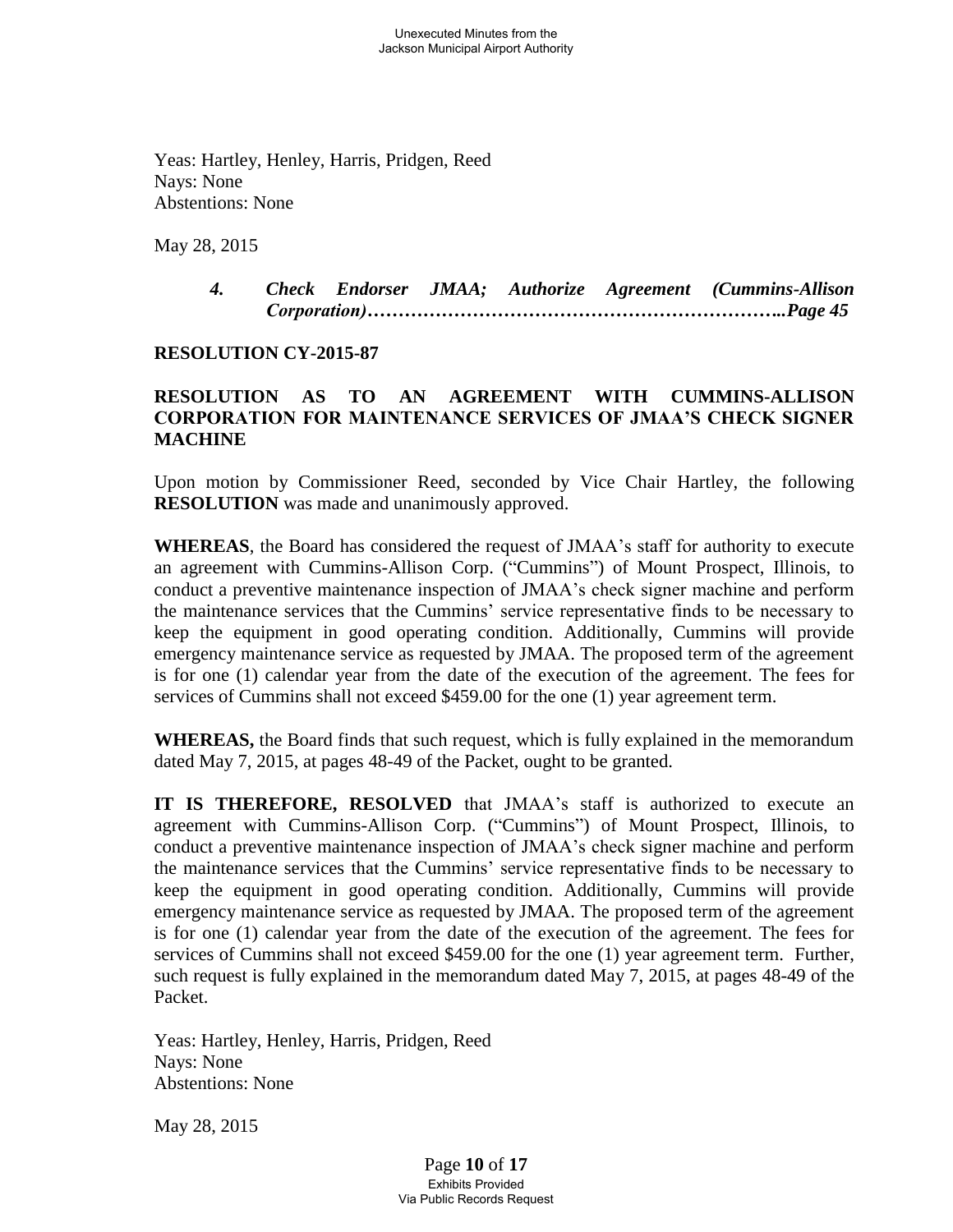Yeas: Hartley, Henley, Harris, Pridgen, Reed
Nays: None
Abstentions: None

May 28, 2015

> ***4. Check Endorser JMAA; Authorize Agreement (Cummins-Allison Corporation)………………………………………………………..Page 45***

**RESOLUTION CY-2015-87**

**RESOLUTION AS TO AN AGREEMENT WITH CUMMINS-ALLISON CORPORATION FOR MAINTENANCE SERVICES OF JMAA'S CHECK SIGNER MACHINE**

Upon motion by Commissioner Reed, seconded by Vice Chair Hartley, the following **RESOLUTION** was made and unanimously approved.

**WHEREAS**, the Board has considered the request of JMAA's staff for authority to execute an agreement with Cummins-Allison Corp. ("Cummins") of Mount Prospect, Illinois, to conduct a preventive maintenance inspection of JMAA's check signer machine and perform the maintenance services that the Cummins' service representative finds to be necessary to keep the equipment in good operating condition. Additionally, Cummins will provide emergency maintenance service as requested by JMAA. The proposed term of the agreement is for one (1) calendar year from the date of the execution of the agreement. The fees for services of Cummins shall not exceed $459.00 for the one (1) year agreement term.

**WHEREAS,** the Board finds that such request, which is fully explained in the memorandum dated May 7, 2015, at pages 48-49 of the Packet, ought to be granted.

**IT IS THEREFORE, RESOLVED** that JMAA's staff is authorized to execute an agreement with Cummins-Allison Corp. ("Cummins") of Mount Prospect, Illinois, to conduct a preventive maintenance inspection of JMAA's check signer machine and perform the maintenance services that the Cummins' service representative finds to be necessary to keep the equipment in good operating condition. Additionally, Cummins will provide emergency maintenance service as requested by JMAA. The proposed term of the agreement is for one (1) calendar year from the date of the execution of the agreement. The fees for services of Cummins shall not exceed $459.00 for the one (1) year agreement term. Further, such request is fully explained in the memorandum dated May 7, 2015, at pages 48-49 of the Packet.

Yeas: Hartley, Henley, Harris, Pridgen, Reed
Nays: None
Abstentions: None

May 28, 2015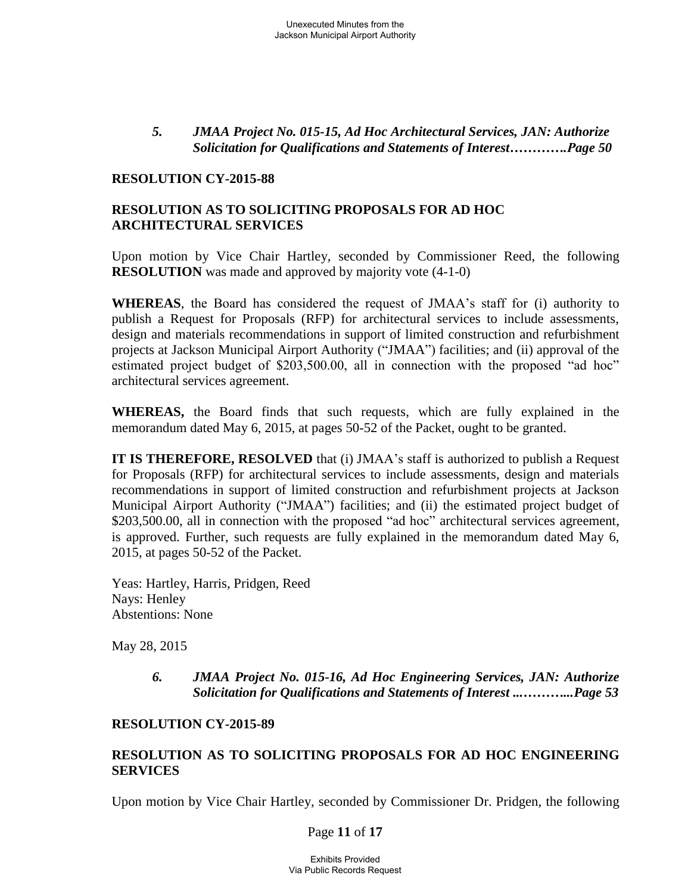*5. JMAA Project No. 015-15, Ad Hoc Architectural Services, JAN: Authorize Solicitation for Qualifications and Statements of Interest………….Page 50*

**RESOLUTION CY-2015-88**

**RESOLUTION AS TO SOLICITING PROPOSALS FOR AD HOC ARCHITECTURAL SERVICES**

Upon motion by Vice Chair Hartley, seconded by Commissioner Reed, the following **RESOLUTION** was made and approved by majority vote (4-1-0)

**WHEREAS**, the Board has considered the request of JMAA's staff for (i) authority to publish a Request for Proposals (RFP) for architectural services to include assessments, design and materials recommendations in support of limited construction and refurbishment projects at Jackson Municipal Airport Authority ("JMAA") facilities; and (ii) approval of the estimated project budget of $203,500.00, all in connection with the proposed "ad hoc" architectural services agreement.

**WHEREAS,** the Board finds that such requests, which are fully explained in the memorandum dated May 6, 2015, at pages 50-52 of the Packet, ought to be granted.

**IT IS THEREFORE, RESOLVED** that (i) JMAA's staff is authorized to publish a Request for Proposals (RFP) for architectural services to include assessments, design and materials recommendations in support of limited construction and refurbishment projects at Jackson Municipal Airport Authority ("JMAA") facilities; and (ii) the estimated project budget of $203,500.00, all in connection with the proposed "ad hoc" architectural services agreement, is approved. Further, such requests are fully explained in the memorandum dated May 6, 2015, at pages 50-52 of the Packet.

Yeas: Hartley, Harris, Pridgen, Reed
Nays: Henley
Abstentions: None

May 28, 2015

*6. JMAA Project No. 015-16, Ad Hoc Engineering Services, JAN: Authorize Solicitation for Qualifications and Statements of Interest ..………...Page 53*

**RESOLUTION CY-2015-89**

**RESOLUTION AS TO SOLICITING PROPOSALS FOR AD HOC ENGINEERING SERVICES**

Upon motion by Vice Chair Hartley, seconded by Commissioner Dr. Pridgen, the following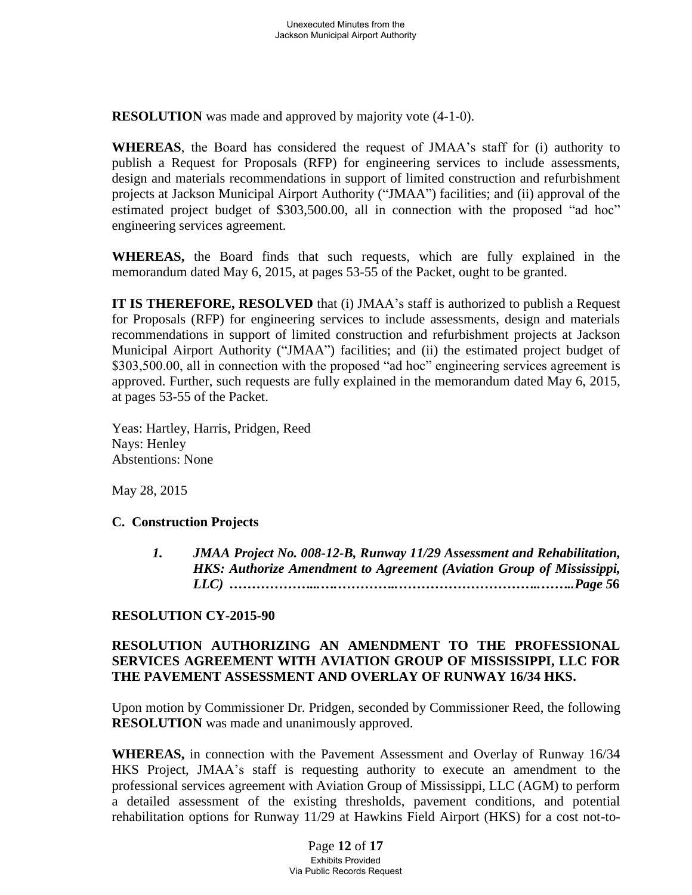**RESOLUTION** was made and approved by majority vote (4-1-0).

**WHEREAS**, the Board has considered the request of JMAA's staff for (i) authority to publish a Request for Proposals (RFP) for engineering services to include assessments, design and materials recommendations in support of limited construction and refurbishment projects at Jackson Municipal Airport Authority ("JMAA") facilities; and (ii) approval of the estimated project budget of $303,500.00, all in connection with the proposed "ad hoc" engineering services agreement.

**WHEREAS,** the Board finds that such requests, which are fully explained in the memorandum dated May 6, 2015, at pages 53-55 of the Packet, ought to be granted.

**IT IS THEREFORE, RESOLVED** that (i) JMAA's staff is authorized to publish a Request for Proposals (RFP) for engineering services to include assessments, design and materials recommendations in support of limited construction and refurbishment projects at Jackson Municipal Airport Authority ("JMAA") facilities; and (ii) the estimated project budget of $303,500.00, all in connection with the proposed "ad hoc" engineering services agreement is approved. Further, such requests are fully explained in the memorandum dated May 6, 2015, at pages 53-55 of the Packet.

Yeas: Hartley, Harris, Pridgen, Reed
Nays: Henley
Abstentions: None

May 28, 2015

**C. Construction Projects**

> ***1. JMAA Project No. 008-12-B, Runway 11/29 Assessment and Rehabilitation, HKS: Authorize Amendment to Agreement (Aviation Group of Mississippi, LLC) ………………..….…………..…………………………..……..Page 56***

**RESOLUTION CY-2015-90**

**RESOLUTION AUTHORIZING AN AMENDMENT TO THE PROFESSIONAL SERVICES AGREEMENT WITH AVIATION GROUP OF MISSISSIPPI, LLC FOR THE PAVEMENT ASSESSMENT AND OVERLAY OF RUNWAY 16/34 HKS.**

Upon motion by Commissioner Dr. Pridgen, seconded by Commissioner Reed, the following **RESOLUTION** was made and unanimously approved.

**WHEREAS,** in connection with the Pavement Assessment and Overlay of Runway 16/34 HKS Project, JMAA's staff is requesting authority to execute an amendment to the professional services agreement with Aviation Group of Mississippi, LLC (AGM) to perform a detailed assessment of the existing thresholds, pavement conditions, and potential rehabilitation options for Runway 11/29 at Hawkins Field Airport (HKS) for a cost not-to-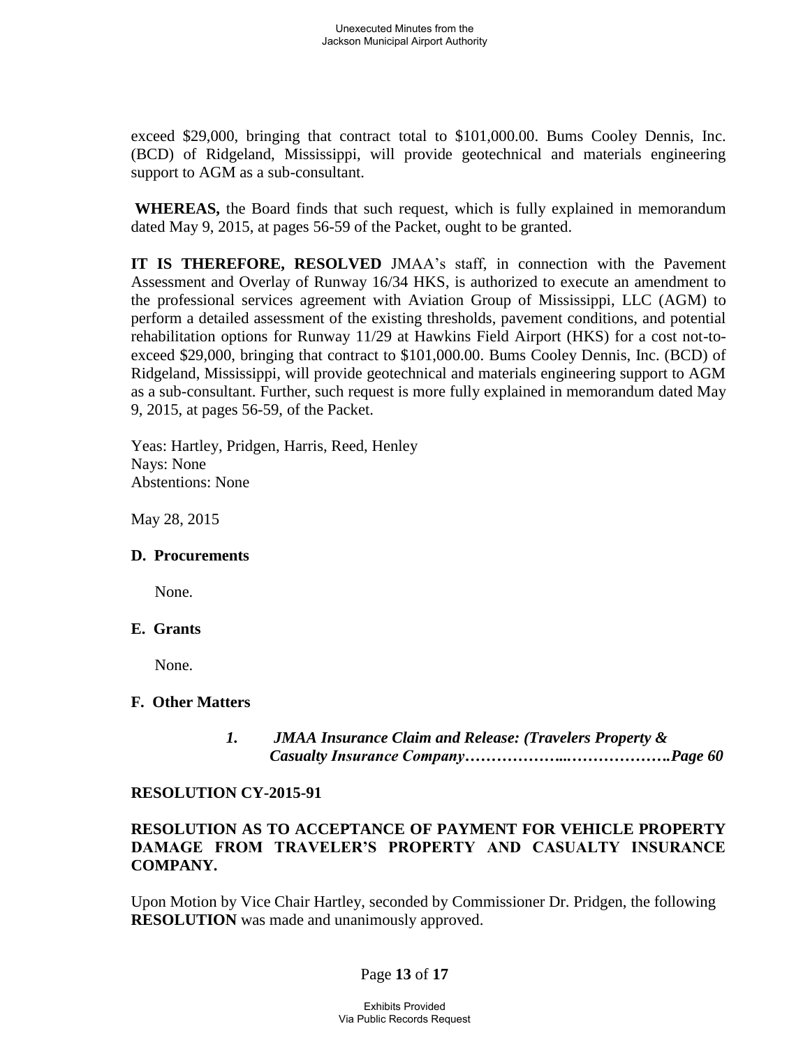exceed $29,000, bringing that contract total to $101,000.00. Bums Cooley Dennis, Inc. (BCD) of Ridgeland, Mississippi, will provide geotechnical and materials engineering support to AGM as a sub-consultant.

**WHEREAS,** the Board finds that such request, which is fully explained in memorandum dated May 9, 2015, at pages 56-59 of the Packet, ought to be granted.

**IT IS THEREFORE, RESOLVED** JMAA's staff, in connection with the Pavement Assessment and Overlay of Runway 16/34 HKS, is authorized to execute an amendment to the professional services agreement with Aviation Group of Mississippi, LLC (AGM) to perform a detailed assessment of the existing thresholds, pavement conditions, and potential rehabilitation options for Runway 11/29 at Hawkins Field Airport (HKS) for a cost not-to-exceed $29,000, bringing that contract to $101,000.00. Bums Cooley Dennis, Inc. (BCD) of Ridgeland, Mississippi, will provide geotechnical and materials engineering support to AGM as a sub-consultant. Further, such request is more fully explained in memorandum dated May 9, 2015, at pages 56-59, of the Packet.

Yeas: Hartley, Pridgen, Harris, Reed, Henley
Nays: None
Abstentions: None

May 28, 2015

**D. Procurements**

None.

**E. Grants**

None.

**F. Other Matters**

*1. JMAA Insurance Claim and Release: (Travelers Property & Casualty Insurance Company………………..……………….Page 60*

**RESOLUTION CY-2015-91**

**RESOLUTION AS TO ACCEPTANCE OF PAYMENT FOR VEHICLE PROPERTY DAMAGE FROM TRAVELER'S PROPERTY AND CASUALTY INSURANCE COMPANY.**

Upon Motion by Vice Chair Hartley, seconded by Commissioner Dr. Pridgen, the following **RESOLUTION** was made and unanimously approved.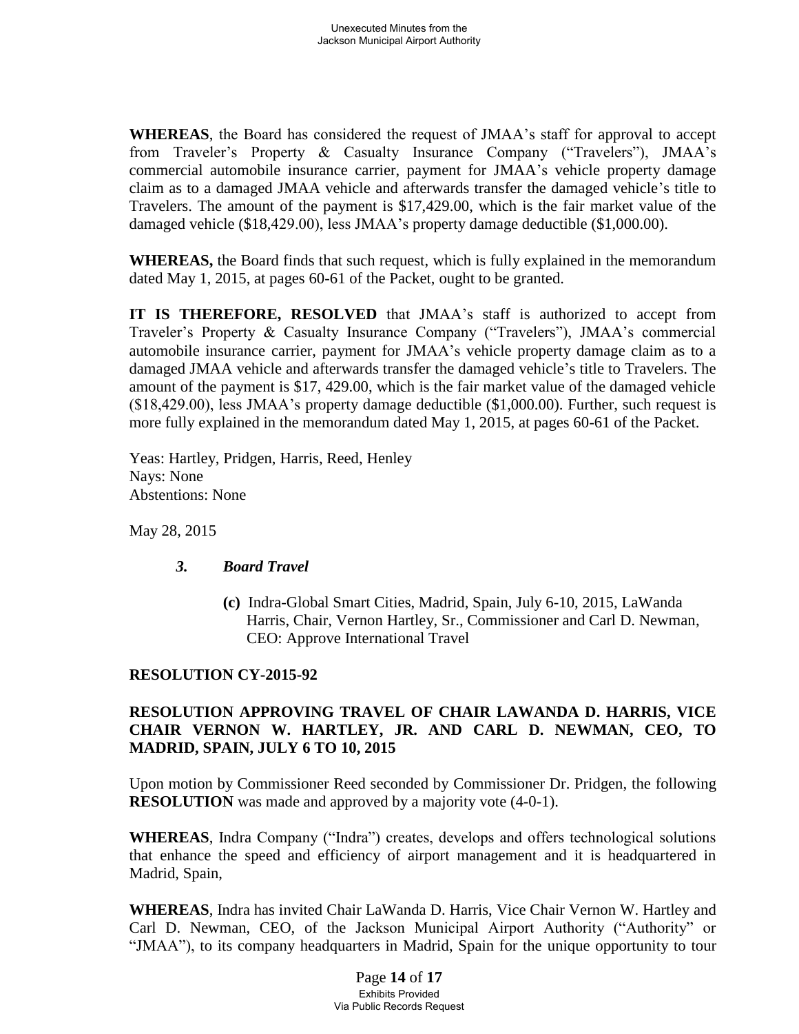**WHEREAS**, the Board has considered the request of JMAA's staff for approval to accept from Traveler's Property & Casualty Insurance Company ("Travelers"), JMAA's commercial automobile insurance carrier, payment for JMAA's vehicle property damage claim as to a damaged JMAA vehicle and afterwards transfer the damaged vehicle's title to Travelers. The amount of the payment is $17,429.00, which is the fair market value of the damaged vehicle ($18,429.00), less JMAA's property damage deductible ($1,000.00).

**WHEREAS,** the Board finds that such request, which is fully explained in the memorandum dated May 1, 2015, at pages 60-61 of the Packet, ought to be granted.

**IT IS THEREFORE, RESOLVED** that JMAA's staff is authorized to accept from Traveler's Property & Casualty Insurance Company ("Travelers"), JMAA's commercial automobile insurance carrier, payment for JMAA's vehicle property damage claim as to a damaged JMAA vehicle and afterwards transfer the damaged vehicle's title to Travelers. The amount of the payment is $17, 429.00, which is the fair market value of the damaged vehicle ($18,429.00), less JMAA's property damage deductible ($1,000.00). Further, such request is more fully explained in the memorandum dated May 1, 2015, at pages 60-61 of the Packet.

Yeas: Hartley, Pridgen, Harris, Reed, Henley
Nays: None
Abstentions: None

May 28, 2015

### *3. Board Travel*

**(c)** Indra-Global Smart Cities, Madrid, Spain, July 6-10, 2015, LaWanda Harris, Chair, Vernon Hartley, Sr., Commissioner and Carl D. Newman, CEO: Approve International Travel

**RESOLUTION CY-2015-92**

**RESOLUTION APPROVING TRAVEL OF CHAIR LAWANDA D. HARRIS, VICE CHAIR VERNON W. HARTLEY, JR. AND CARL D. NEWMAN, CEO, TO MADRID, SPAIN, JULY 6 TO 10, 2015**

Upon motion by Commissioner Reed seconded by Commissioner Dr. Pridgen, the following **RESOLUTION** was made and approved by a majority vote (4-0-1).

**WHEREAS**, Indra Company ("Indra") creates, develops and offers technological solutions that enhance the speed and efficiency of airport management and it is headquartered in Madrid, Spain,

**WHEREAS**, Indra has invited Chair LaWanda D. Harris, Vice Chair Vernon W. Hartley and Carl D. Newman, CEO, of the Jackson Municipal Airport Authority ("Authority" or "JMAA"), to its company headquarters in Madrid, Spain for the unique opportunity to tour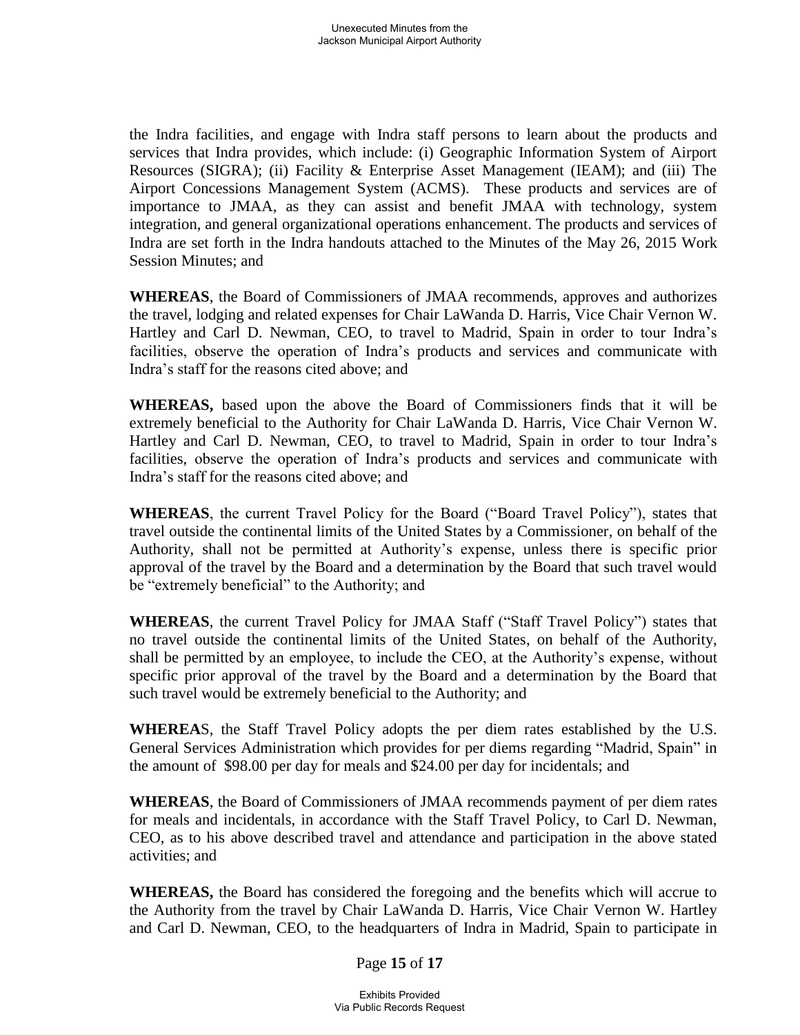the Indra facilities, and engage with Indra staff persons to learn about the products and services that Indra provides, which include: (i) Geographic Information System of Airport Resources (SIGRA); (ii) Facility & Enterprise Asset Management (IEAM); and (iii) The Airport Concessions Management System (ACMS). These products and services are of importance to JMAA, as they can assist and benefit JMAA with technology, system integration, and general organizational operations enhancement. The products and services of Indra are set forth in the Indra handouts attached to the Minutes of the May 26, 2015 Work Session Minutes; and

**WHEREAS**, the Board of Commissioners of JMAA recommends, approves and authorizes the travel, lodging and related expenses for Chair LaWanda D. Harris, Vice Chair Vernon W. Hartley and Carl D. Newman, CEO, to travel to Madrid, Spain in order to tour Indra's facilities, observe the operation of Indra's products and services and communicate with Indra's staff for the reasons cited above; and

**WHEREAS,** based upon the above the Board of Commissioners finds that it will be extremely beneficial to the Authority for Chair LaWanda D. Harris, Vice Chair Vernon W. Hartley and Carl D. Newman, CEO, to travel to Madrid, Spain in order to tour Indra's facilities, observe the operation of Indra's products and services and communicate with Indra's staff for the reasons cited above; and

**WHEREAS**, the current Travel Policy for the Board ("Board Travel Policy"), states that travel outside the continental limits of the United States by a Commissioner, on behalf of the Authority, shall not be permitted at Authority's expense, unless there is specific prior approval of the travel by the Board and a determination by the Board that such travel would be "extremely beneficial" to the Authority; and

**WHEREAS**, the current Travel Policy for JMAA Staff ("Staff Travel Policy") states that no travel outside the continental limits of the United States, on behalf of the Authority, shall be permitted by an employee, to include the CEO, at the Authority's expense, without specific prior approval of the travel by the Board and a determination by the Board that such travel would be extremely beneficial to the Authority; and

**WHEREAS**, the Staff Travel Policy adopts the per diem rates established by the U.S. General Services Administration which provides for per diems regarding "Madrid, Spain" in the amount of $98.00 per day for meals and $24.00 per day for incidentals; and

**WHEREAS**, the Board of Commissioners of JMAA recommends payment of per diem rates for meals and incidentals, in accordance with the Staff Travel Policy, to Carl D. Newman, CEO, as to his above described travel and attendance and participation in the above stated activities; and

**WHEREAS,** the Board has considered the foregoing and the benefits which will accrue to the Authority from the travel by Chair LaWanda D. Harris, Vice Chair Vernon W. Hartley and Carl D. Newman, CEO, to the headquarters of Indra in Madrid, Spain to participate in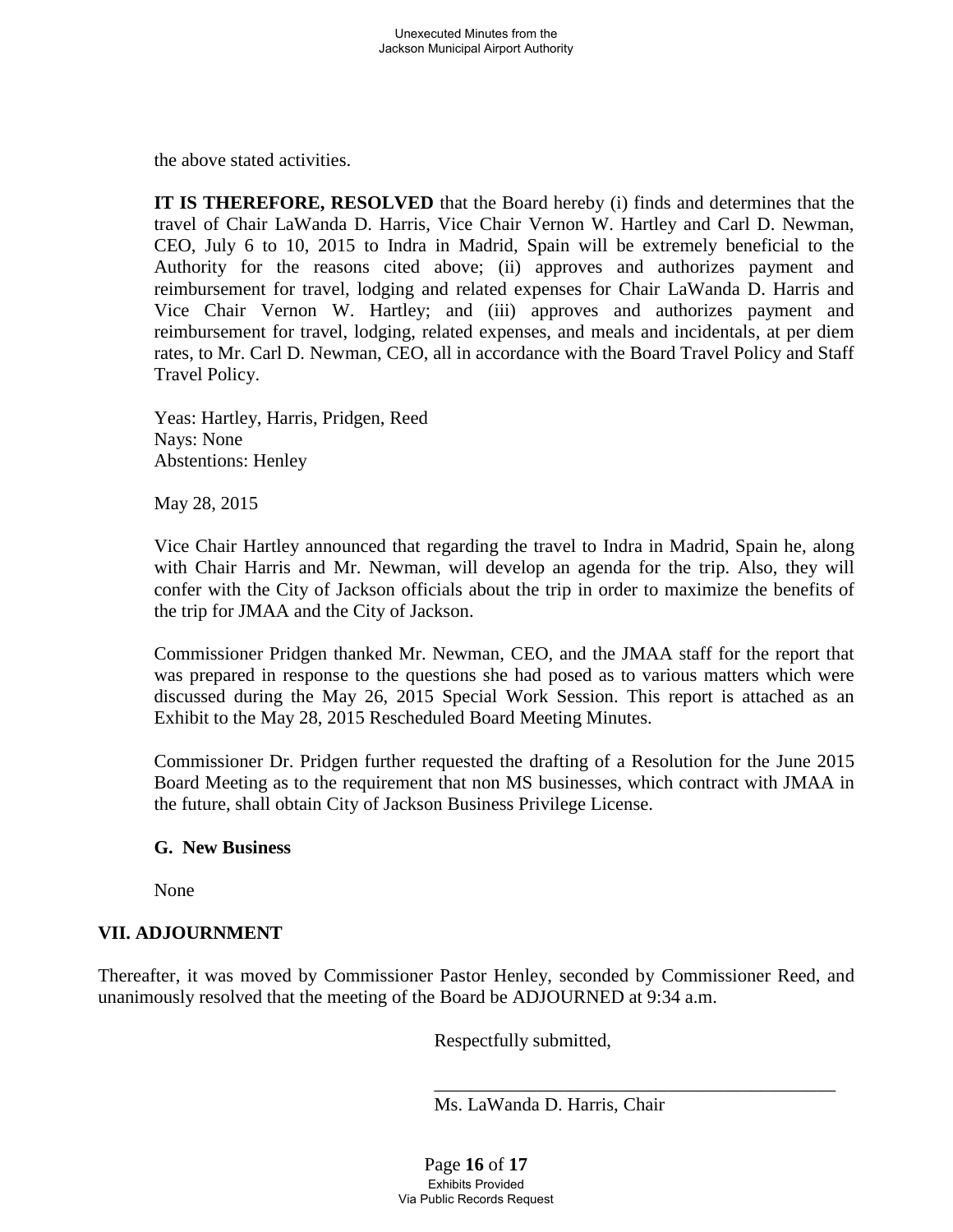the above stated activities.

**IT IS THEREFORE, RESOLVED** that the Board hereby (i) finds and determines that the travel of Chair LaWanda D. Harris, Vice Chair Vernon W. Hartley and Carl D. Newman, CEO, July 6 to 10, 2015 to Indra in Madrid, Spain will be extremely beneficial to the Authority for the reasons cited above; (ii) approves and authorizes payment and reimbursement for travel, lodging and related expenses for Chair LaWanda D. Harris and Vice Chair Vernon W. Hartley; and (iii) approves and authorizes payment and reimbursement for travel, lodging, related expenses, and meals and incidentals, at per diem rates, to Mr. Carl D. Newman, CEO, all in accordance with the Board Travel Policy and Staff Travel Policy.

Yeas: Hartley, Harris, Pridgen, Reed
Nays: None
Abstentions: Henley

May 28, 2015

Vice Chair Hartley announced that regarding the travel to Indra in Madrid, Spain he, along with Chair Harris and Mr. Newman, will develop an agenda for the trip. Also, they will confer with the City of Jackson officials about the trip in order to maximize the benefits of the trip for JMAA and the City of Jackson.

Commissioner Pridgen thanked Mr. Newman, CEO, and the JMAA staff for the report that was prepared in response to the questions she had posed as to various matters which were discussed during the May 26, 2015 Special Work Session. This report is attached as an Exhibit to the May 28, 2015 Rescheduled Board Meeting Minutes.

Commissioner Dr. Pridgen further requested the drafting of a Resolution for the June 2015 Board Meeting as to the requirement that non MS businesses, which contract with JMAA in the future, shall obtain City of Jackson Business Privilege License.

**G. New Business**

None

## VII. ADJOURNMENT

Thereafter, it was moved by Commissioner Pastor Henley, seconded by Commissioner Reed, and unanimously resolved that the meeting of the Board be ADJOURNED at 9:34 a.m.

Respectfully submitted,

\_\_\_\_\_\_\_\_\_\_\_\_\_\_\_\_\_\_\_\_\_\_\_\_\_\_\_\_\_\_\_\_\_\_\_\_\_\_\_\_\_\_

Ms. LaWanda D. Harris, Chair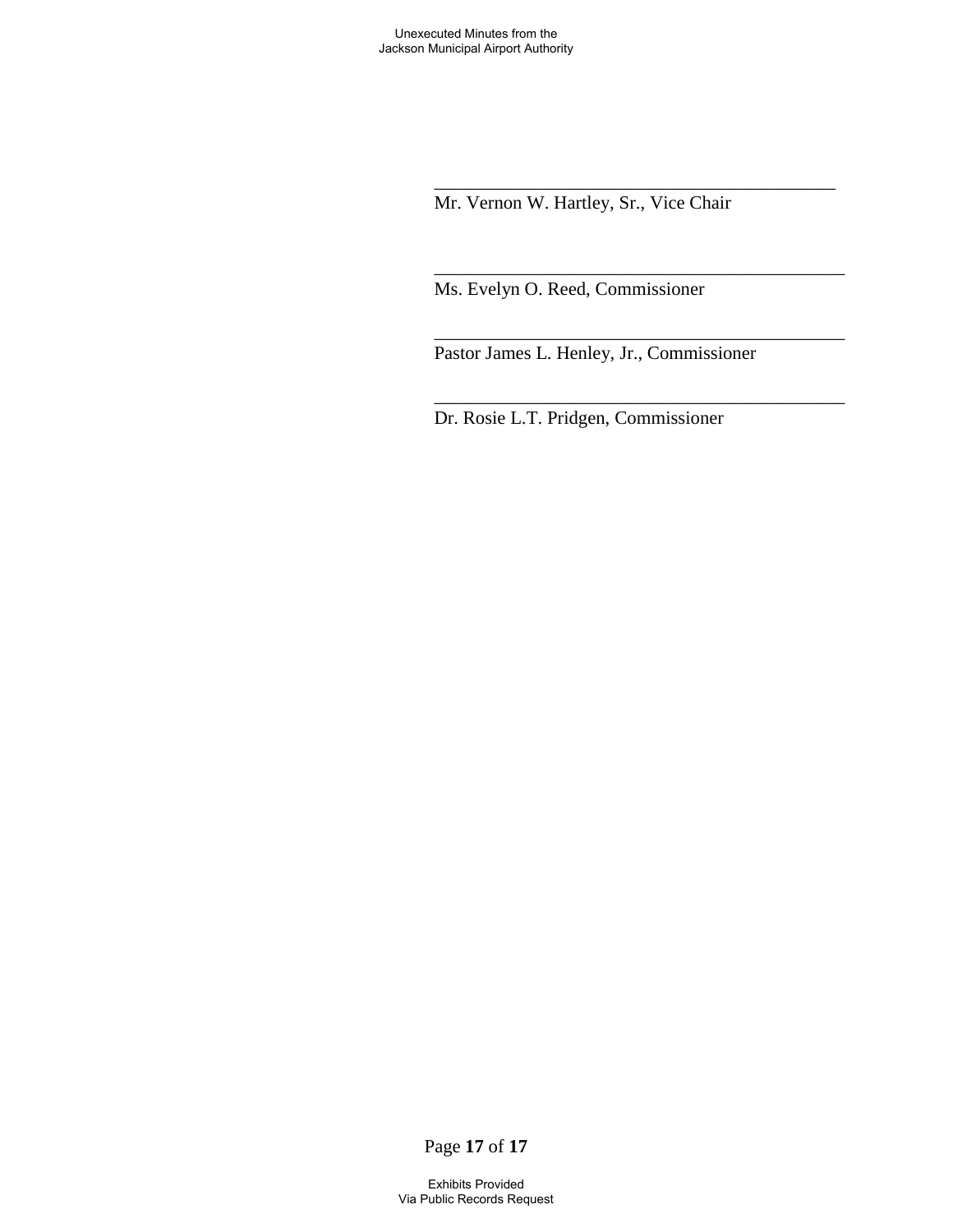\_\_\_\_\_\_\_\_\_\_\_\_\_\_\_\_\_\_\_\_\_\_\_\_\_\_\_\_\_\_\_\_\_\_\_\_\_\_\_\_\_\_\_\_

Mr. Vernon W. Hartley, Sr., Vice Chair

\_\_\_\_\_\_\_\_\_\_\_\_\_\_\_\_\_\_\_\_\_\_\_\_\_\_\_\_\_\_\_\_\_\_\_\_\_\_\_\_\_\_\_\_

Ms. Evelyn O. Reed, Commissioner

\_\_\_\_\_\_\_\_\_\_\_\_\_\_\_\_\_\_\_\_\_\_\_\_\_\_\_\_\_\_\_\_\_\_\_\_\_\_\_\_\_\_\_\_

Pastor James L. Henley, Jr., Commissioner

\_\_\_\_\_\_\_\_\_\_\_\_\_\_\_\_\_\_\_\_\_\_\_\_\_\_\_\_\_\_\_\_\_\_\_\_\_\_\_\_\_\_\_\_

Dr. Rosie L.T. Pridgen, Commissioner